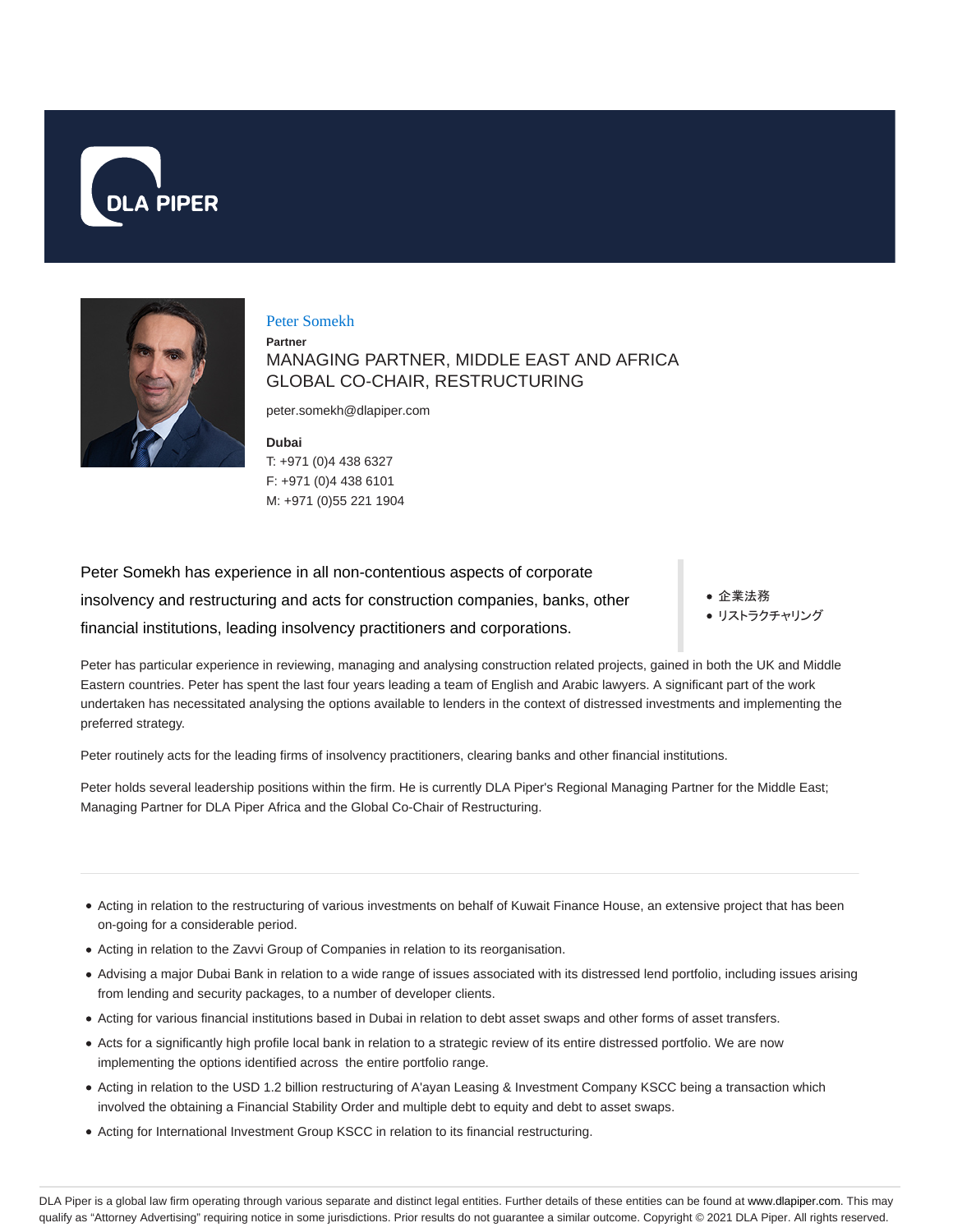DLA PIPER

# Peter Somekh

**Partner**

MANAGING PARTNER, MIDDLE EAST AND AFRICA
GLOBAL CO-CHAIR, RESTRUCTURING

peter.somekh@dlapiper.com

**Dubai**
T: +971 (0)4 438 6327
F: +971 (0)4 438 6101
M: +971 (0)55 221 1904

Peter Somekh has experience in all non-contentious aspects of corporate insolvency and restructuring and acts for construction companies, banks, other financial institutions, leading insolvency practitioners and corporations.

- 企業法務
- リストラクチャリング

Peter has particular experience in reviewing, managing and analysing construction related projects, gained in both the UK and Middle Eastern countries. Peter has spent the last four years leading a team of English and Arabic lawyers. A significant part of the work undertaken has necessitated analysing the options available to lenders in the context of distressed investments and implementing the preferred strategy.

Peter routinely acts for the leading firms of insolvency practitioners, clearing banks and other financial institutions.

Peter holds several leadership positions within the firm. He is currently DLA Piper's Regional Managing Partner for the Middle East; Managing Partner for DLA Piper Africa and the Global Co-Chair of Restructuring.

- Acting in relation to the restructuring of various investments on behalf of Kuwait Finance House, an extensive project that has been on-going for a considerable period.
- Acting in relation to the Zavvi Group of Companies in relation to its reorganisation.
- Advising a major Dubai Bank in relation to a wide range of issues associated with its distressed lend portfolio, including issues arising from lending and security packages, to a number of developer clients.
- Acting for various financial institutions based in Dubai in relation to debt asset swaps and other forms of asset transfers.
- Acts for a significantly high profile local bank in relation to a strategic review of its entire distressed portfolio. We are now implementing the options identified across the entire portfolio range.
- Acting in relation to the USD 1.2 billion restructuring of A'ayan Leasing & Investment Company KSCC being a transaction which involved the obtaining a Financial Stability Order and multiple debt to equity and debt to asset swaps.
- Acting for International Investment Group KSCC in relation to its financial restructuring.

DLA Piper is a global law firm operating through various separate and distinct legal entities. Further details of these entities can be found at www.dlapiper.com. This may qualify as "Attorney Advertising" requiring notice in some jurisdictions. Prior results do not guarantee a similar outcome. Copyright © 2021 DLA Piper. All rights reserved.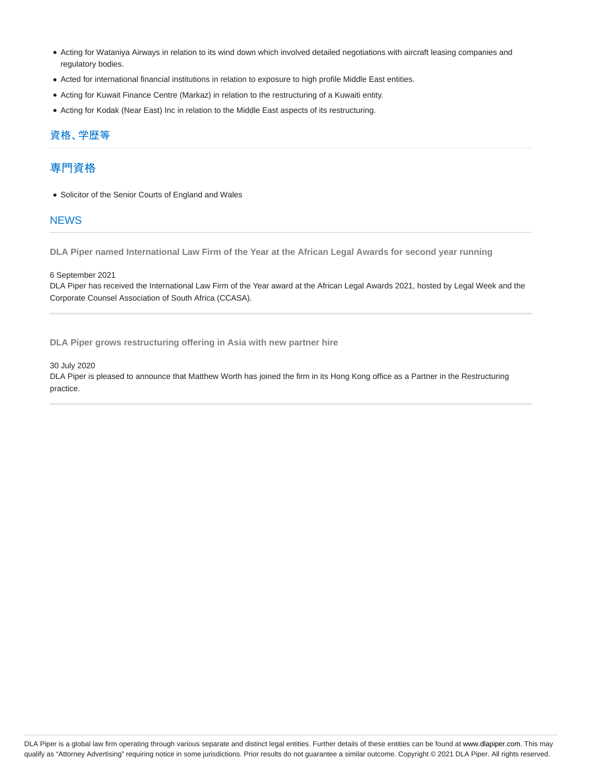- Acting for Wataniya Airways in relation to its wind down which involved detailed negotiations with aircraft leasing companies and regulatory bodies.
- Acted for international financial institutions in relation to exposure to high profile Middle East entities.
- Acting for Kuwait Finance Centre (Markaz) in relation to the restructuring of a Kuwaiti entity.
- Acting for Kodak (Near East) Inc in relation to the Middle East aspects of its restructuring.

## 資格､学歴等

## 専門資格

- Solicitor of the Senior Courts of England and Wales

## NEWS

**DLA Piper named International Law Firm of the Year at the African Legal Awards for second year running**

6 September 2021
DLA Piper has received the International Law Firm of the Year award at the African Legal Awards 2021, hosted by Legal Week and the Corporate Counsel Association of South Africa (CCASA).

**DLA Piper grows restructuring offering in Asia with new partner hire**

30 July 2020
DLA Piper is pleased to announce that Matthew Worth has joined the firm in its Hong Kong office as a Partner in the Restructuring practice.

DLA Piper is a global law firm operating through various separate and distinct legal entities. Further details of these entities can be found at www.dlapiper.com. This may qualify as "Attorney Advertising" requiring notice in some jurisdictions. Prior results do not guarantee a similar outcome. Copyright © 2021 DLA Piper. All rights reserved.